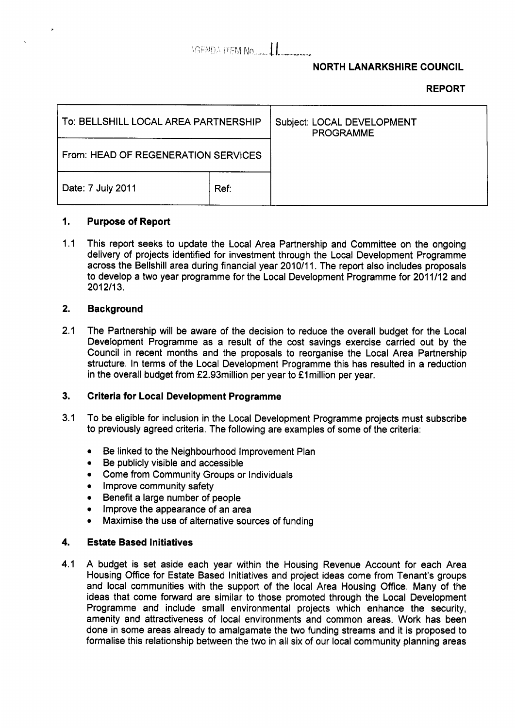AGENDA ITEM No. 11

**NORTH LANARKSHIRE COUNCIL**

**REPORT**

| To: BELLSHILL LOCAL AREA PARTNERSHIP | | Subject: LOCAL DEVELOPMENT PROGRAMME |
|---|---|---|
| From: HEAD OF REGENERATION SERVICES | | |
| Date: 7 July 2011 | Ref: | |

## 1. Purpose of Report

1.1 This report seeks to update the Local Area Partnership and Committee on the ongoing delivery of projects identified for investment through the Local Development Programme across the Bellshill area during financial year 2010/11. The report also includes proposals to develop a two year programme for the Local Development Programme for 2011/12 and 2012/13.

## 2. Background

2.1 The Partnership will be aware of the decision to reduce the overall budget for the Local Development Programme as a result of the cost savings exercise carried out by the Council in recent months and the proposals to reorganise the Local Area Partnership structure. In terms of the Local Development Programme this has resulted in a reduction in the overall budget from £2.93million per year to £1million per year.

## 3. Criteria for Local Development Programme

3.1 To be eligible for inclusion in the Local Development Programme projects must subscribe to previously agreed criteria. The following are examples of some of the criteria:

- Be linked to the Neighbourhood Improvement Plan
- Be publicly visible and accessible
- Come from Community Groups or Individuals
- Improve community safety
- Benefit a large number of people
- Improve the appearance of an area
- Maximise the use of alternative sources of funding

## 4. Estate Based Initiatives

4.1 A budget is set aside each year within the Housing Revenue Account for each Area Housing Office for Estate Based Initiatives and project ideas come from Tenant's groups and local communities with the support of the local Area Housing Office. Many of the ideas that come forward are similar to those promoted through the Local Development Programme and include small environmental projects which enhance the security, amenity and attractiveness of local environments and common areas. Work has been done in some areas already to amalgamate the two funding streams and it is proposed to formalise this relationship between the two in all six of our local community planning areas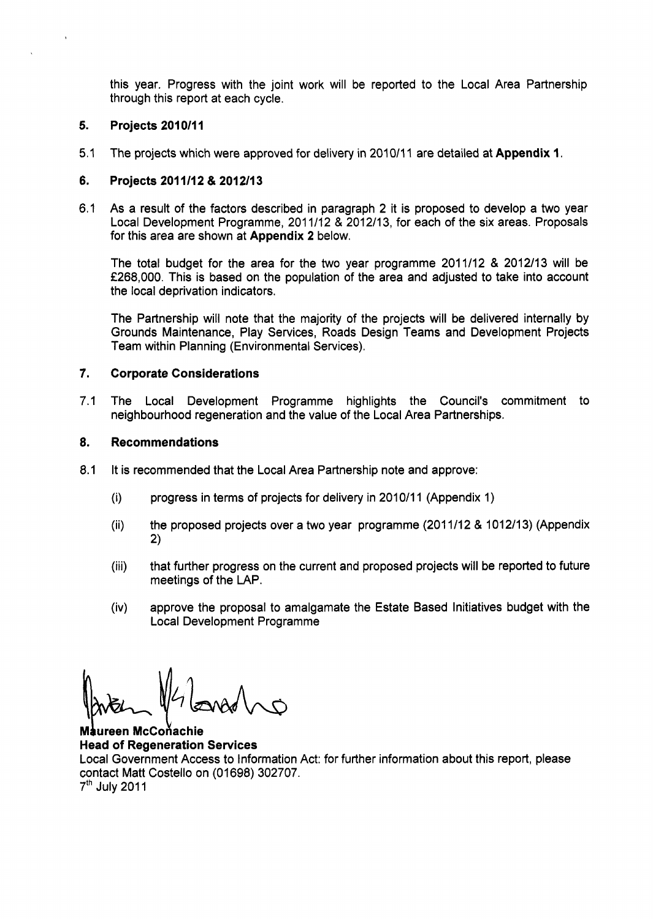this year. Progress with the joint work will be reported to the Local Area Partnership through this report at each cycle.

## 5. Projects 2010/11

5.1 The projects which were approved for delivery in 2010/11 are detailed at **Appendix 1**.

## 6. Projects 2011/12 & 2012/13

6.1 As a result of the factors described in paragraph 2 it is proposed to develop a two year Local Development Programme, 2011/12 & 2012/13, for each of the six areas. Proposals for this area are shown at **Appendix 2** below.

The total budget for the area for the two year programme 2011/12 & 2012/13 will be £268,000. This is based on the population of the area and adjusted to take into account the local deprivation indicators.

The Partnership will note that the majority of the projects will be delivered internally by Grounds Maintenance, Play Services, Roads Design Teams and Development Projects Team within Planning (Environmental Services).

## 7. Corporate Considerations

7.1 The Local Development Programme highlights the Council's commitment to neighbourhood regeneration and the value of the Local Area Partnerships.

## 8. Recommendations

8.1 It is recommended that the Local Area Partnership note and approve:

(i) progress in terms of projects for delivery in 2010/11 (Appendix 1)

(ii) the proposed projects over a two year programme (2011/12 & 1012/13) (Appendix 2)

(iii) that further progress on the current and proposed projects will be reported to future meetings of the LAP.

(iv) approve the proposal to amalgamate the Estate Based Initiatives budget with the Local Development Programme

**Maureen McConachie**
**Head of Regeneration Services**
Local Government Access to Information Act: for further information about this report, please contact Matt Costello on (01698) 302707.
7th July 2011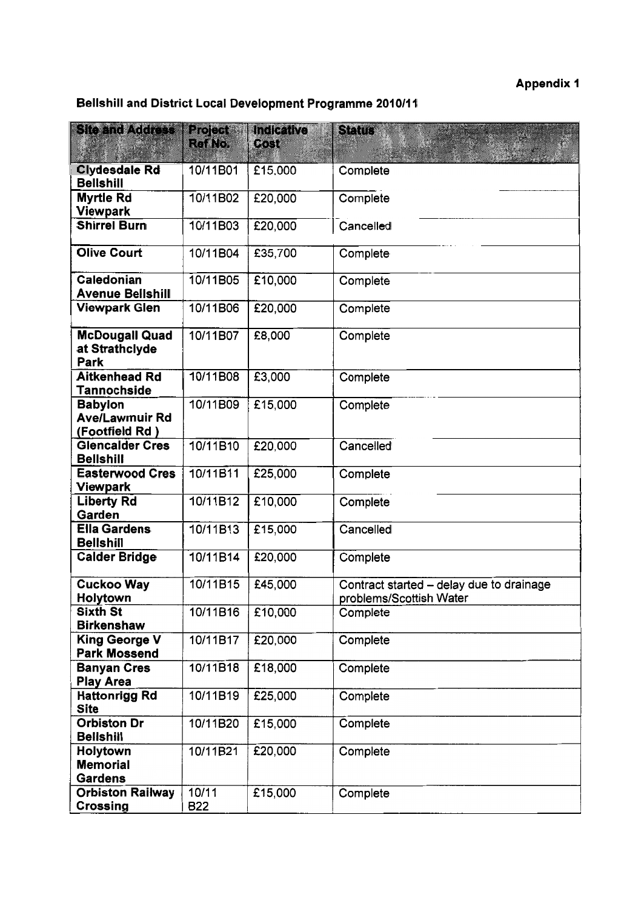**Appendix 1**

**Bellshill and District Local Development Programme 2010/11**

| Site and Address | Project Ref No. | Indicative Cost | Status |
|---|---|---|---|
| **Clydesdale Rd Bellshill** | 10/11B01 | £15,000 | Complete |
| **Myrtle Rd Viewpark** | 10/11B02 | £20,000 | Complete |
| **Shirrel Burn** | 10/11B03 | £20,000 | Cancelled |
| **Olive Court** | 10/11B04 | £35,700 | Complete |
| **Caledonian Avenue Bellshill** | 10/11B05 | £10,000 | Complete |
| **Viewpark Glen** | 10/11B06 | £20,000 | Complete |
| **McDougall Quad at Strathclyde Park** | 10/11B07 | £8,000 | Complete |
| **Aitkenhead Rd Tannochside** | 10/11B08 | £3,000 | Complete |
| **Babylon Ave/Lawmuir Rd (Footfield Rd )** | 10/11B09 | £15,000 | Complete |
| **Glencalder Cres Bellshill** | 10/11B10 | £20,000 | Cancelled |
| **Easterwood Cres Viewpark** | 10/11B11 | £25,000 | Complete |
| **Liberty Rd Garden** | 10/11B12 | £10,000 | Complete |
| **Ella Gardens Bellshill** | 10/11B13 | £15,000 | Cancelled |
| **Calder Bridge** | 10/11B14 | £20,000 | Complete |
| **Cuckoo Way Holytown** | 10/11B15 | £45,000 | Contract started – delay due to drainage problems/Scottish Water |
| **Sixth St Birkenshaw** | 10/11B16 | £10,000 | Complete |
| **King George V Park Mossend** | 10/11B17 | £20,000 | Complete |
| **Banyan Cres Play Area** | 10/11B18 | £18,000 | Complete |
| **Hattonrigg Rd Site** | 10/11B19 | £25,000 | Complete |
| **Orbiston Dr Bellshill** | 10/11B20 | £15,000 | Complete |
| **Holytown Memorial Gardens** | 10/11B21 | £20,000 | Complete |
| **Orbiston Railway Crossing** | 10/11 B22 | £15,000 | Complete |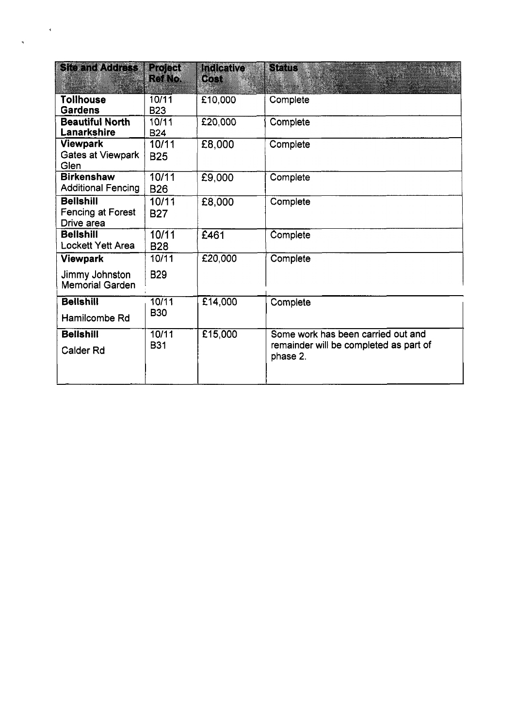| Site and Address | Project Ref No. | Indicative Cost | Status |
|---|---|---|---|
| **Tollhouse Gardens** | 10/11 B23 | £10,000 | Complete |
| **Beautiful North Lanarkshire** | 10/11 B24 | £20,000 | Complete |
| **Viewpark** Gates at Viewpark Glen | 10/11 B25 | £8,000 | Complete |
| **Birkenshaw** Additional Fencing | 10/11 B26 | £9,000 | Complete |
| **Bellshill** Fencing at Forest Drive area | 10/11 B27 | £8,000 | Complete |
| **Bellshill** Lockett Yett Area | 10/11 B28 | £461 | Complete |
| **Viewpark** Jimmy Johnston Memorial Garden | 10/11 B29 | £20,000 | Complete |
| **Bellshill** Hamilcombe Rd | 10/11 B30 | £14,000 | Complete |
| **Bellshill** Calder Rd | 10/11 B31 | £15,000 | Some work has been carried out and remainder will be completed as part of phase 2. |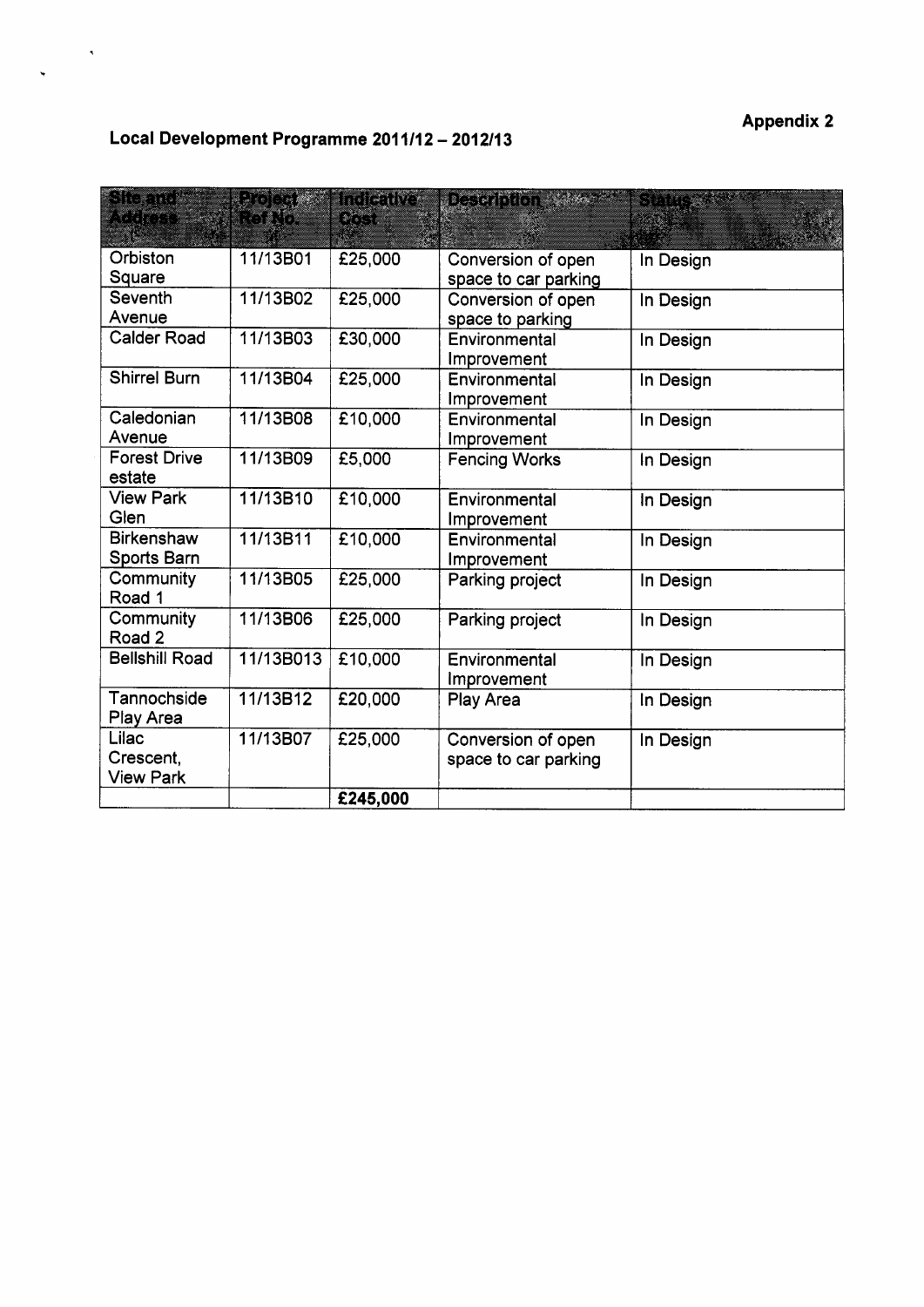**Appendix 2**

## Local Development Programme 2011/12 – 2012/13

| Site and Address | Project Ref No. | Indicative Cost | Description | Status |
|---|---|---|---|---|
| Orbiston Square | 11/13B01 | £25,000 | Conversion of open space to car parking | In Design |
| Seventh Avenue | 11/13B02 | £25,000 | Conversion of open space to parking | In Design |
| Calder Road | 11/13B03 | £30,000 | Environmental Improvement | In Design |
| Shirrel Burn | 11/13B04 | £25,000 | Environmental Improvement | In Design |
| Caledonian Avenue | 11/13B08 | £10,000 | Environmental Improvement | In Design |
| Forest Drive estate | 11/13B09 | £5,000 | Fencing Works | In Design |
| View Park Glen | 11/13B10 | £10,000 | Environmental Improvement | In Design |
| Birkenshaw Sports Barn | 11/13B11 | £10,000 | Environmental Improvement | In Design |
| Community Road 1 | 11/13B05 | £25,000 | Parking project | In Design |
| Community Road 2 | 11/13B06 | £25,000 | Parking project | In Design |
| Bellshill Road | 11/13B013 | £10,000 | Environmental Improvement | In Design |
| Tannochside Play Area | 11/13B12 | £20,000 | Play Area | In Design |
| Lilac Crescent, View Park | 11/13B07 | £25,000 | Conversion of open space to car parking | In Design |
| | | **£245,000** | | |